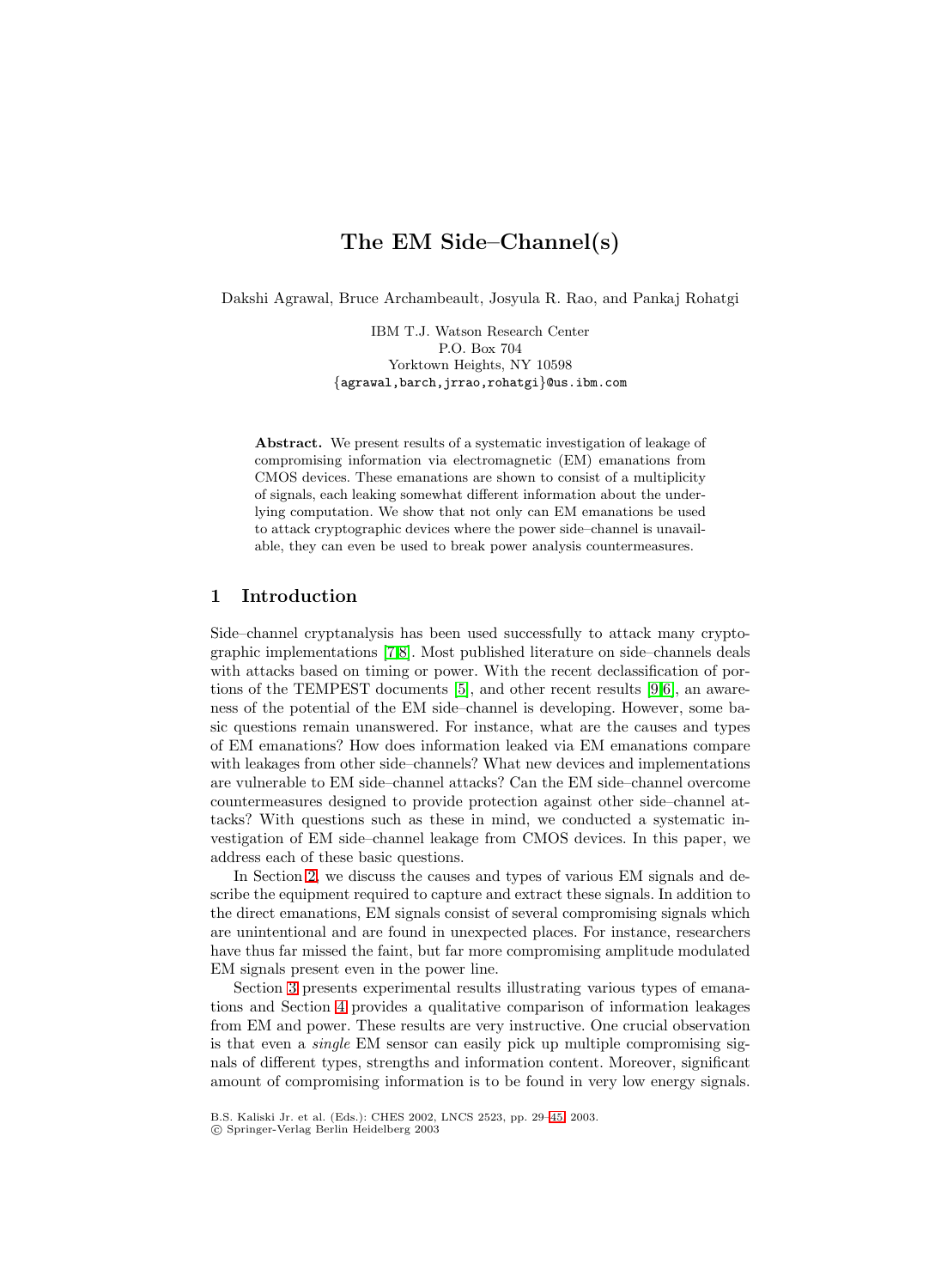# The EM Side–Channel(s)

Dakshi Agrawal, Bruce Archambeault, Josyula R. Rao, and Pankaj Rohatgi

IBM T.J. Watson Research Center
P.O. Box 704
Yorktown Heights, NY 10598
{agrawal,barch,jrrao,rohatgi}@us.ibm.com

**Abstract.** We present results of a systematic investigation of leakage of compromising information via electromagnetic (EM) emanations from CMOS devices. These emanations are shown to consist of a multiplicity of signals, each leaking somewhat different information about the underlying computation. We show that not only can EM emanations be used to attack cryptographic devices where the power side–channel is unavailable, they can even be used to break power analysis countermeasures.

## 1 Introduction

Side–channel cryptanalysis has been used successfully to attack many cryptographic implementations [7,8]. Most published literature on side–channels deals with attacks based on timing or power. With the recent declassification of portions of the TEMPEST documents [5], and other recent results [9,6], an awareness of the potential of the EM side–channel is developing. However, some basic questions remain unanswered. For instance, what are the causes and types of EM emanations? How does information leaked via EM emanations compare with leakages from other side–channels? What new devices and implementations are vulnerable to EM side–channel attacks? Can the EM side–channel overcome countermeasures designed to provide protection against other side–channel attacks? With questions such as these in mind, we conducted a systematic investigation of EM side–channel leakage from CMOS devices. In this paper, we address each of these basic questions.

In Section 2, we discuss the causes and types of various EM signals and describe the equipment required to capture and extract these signals. In addition to the direct emanations, EM signals consist of several compromising signals which are unintentional and are found in unexpected places. For instance, researchers have thus far missed the faint, but far more compromising amplitude modulated EM signals present even in the power line.

Section 3 presents experimental results illustrating various types of emanations and Section 4 provides a qualitative comparison of information leakages from EM and power. These results are very instructive. One crucial observation is that even a *single* EM sensor can easily pick up multiple compromising signals of different types, strengths and information content. Moreover, significant amount of compromising information is to be found in very low energy signals.

B.S. Kaliski Jr. et al. (Eds.): CHES 2002, LNCS 2523, pp. 29–45, 2003.
© Springer-Verlag Berlin Heidelberg 2003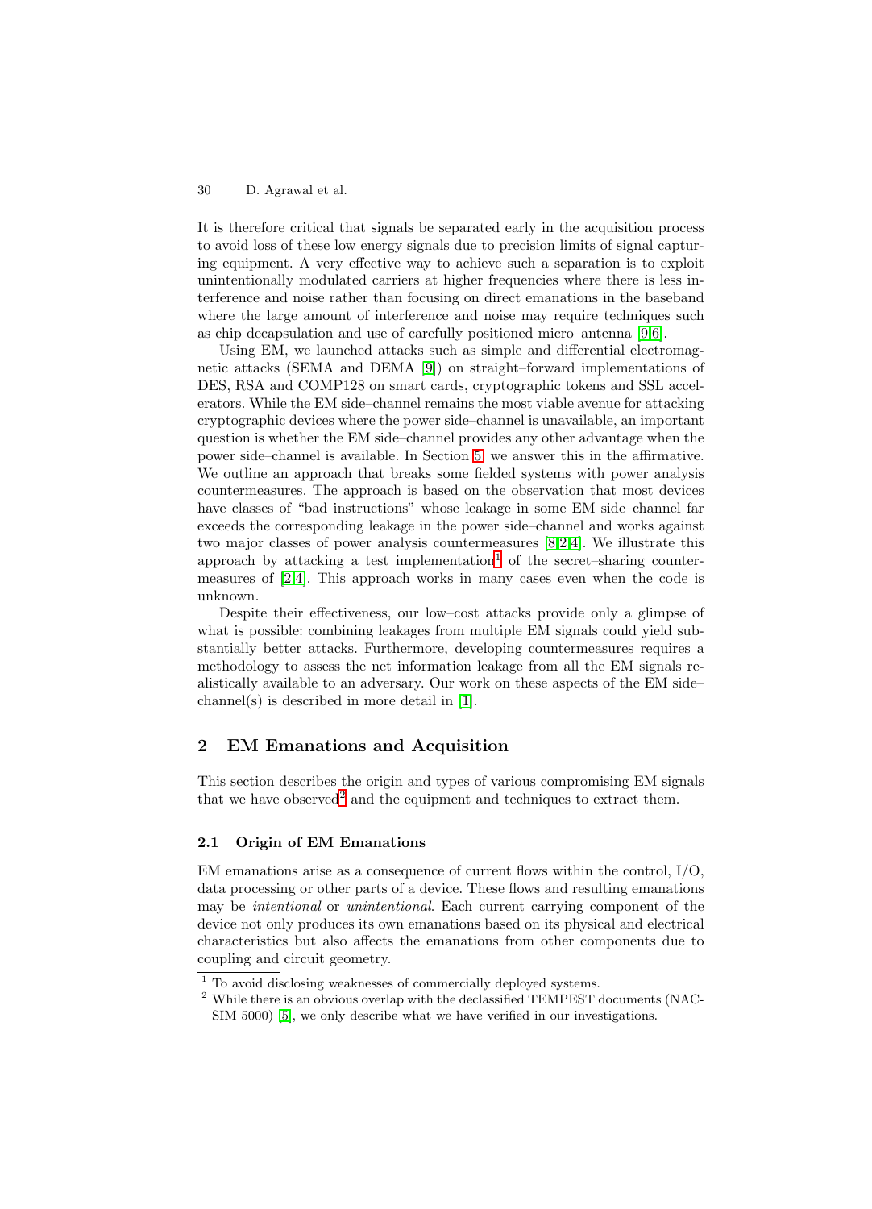It is therefore critical that signals be separated early in the acquisition process to avoid loss of these low energy signals due to precision limits of signal capturing equipment. A very effective way to achieve such a separation is to exploit unintentionally modulated carriers at higher frequencies where there is less interference and noise rather than focusing on direct emanations in the baseband where the large amount of interference and noise may require techniques such as chip decapsulation and use of carefully positioned micro–antenna [9,6].

Using EM, we launched attacks such as simple and differential electromagnetic attacks (SEMA and DEMA [9]) on straight–forward implementations of DES, RSA and COMP128 on smart cards, cryptographic tokens and SSL accelerators. While the EM side–channel remains the most viable avenue for attacking cryptographic devices where the power side–channel is unavailable, an important question is whether the EM side–channel provides any other advantage when the power side–channel is available. In Section 5, we answer this in the affirmative. We outline an approach that breaks some fielded systems with power analysis countermeasures. The approach is based on the observation that most devices have classes of "bad instructions" whose leakage in some EM side–channel far exceeds the corresponding leakage in the power side–channel and works against two major classes of power analysis countermeasures [8,2,4]. We illustrate this approach by attacking a test implementation[1] of the secret–sharing countermeasures of [2,4]. This approach works in many cases even when the code is unknown.

Despite their effectiveness, our low–cost attacks provide only a glimpse of what is possible: combining leakages from multiple EM signals could yield substantially better attacks. Furthermore, developing countermeasures requires a methodology to assess the net information leakage from all the EM signals realistically available to an adversary. Our work on these aspects of the EM side–channel(s) is described in more detail in [1].

## 2 EM Emanations and Acquisition

This section describes the origin and types of various compromising EM signals that we have observed[2] and the equipment and techniques to extract them.

### 2.1 Origin of EM Emanations

EM emanations arise as a consequence of current flows within the control, I/O, data processing or other parts of a device. These flows and resulting emanations may be *intentional* or *unintentional*. Each current carrying component of the device not only produces its own emanations based on its physical and electrical characteristics but also affects the emanations from other components due to coupling and circuit geometry.

[1] To avoid disclosing weaknesses of commercially deployed systems.

[2] While there is an obvious overlap with the declassified TEMPEST documents (NACSIM 5000) [5], we only describe what we have verified in our investigations.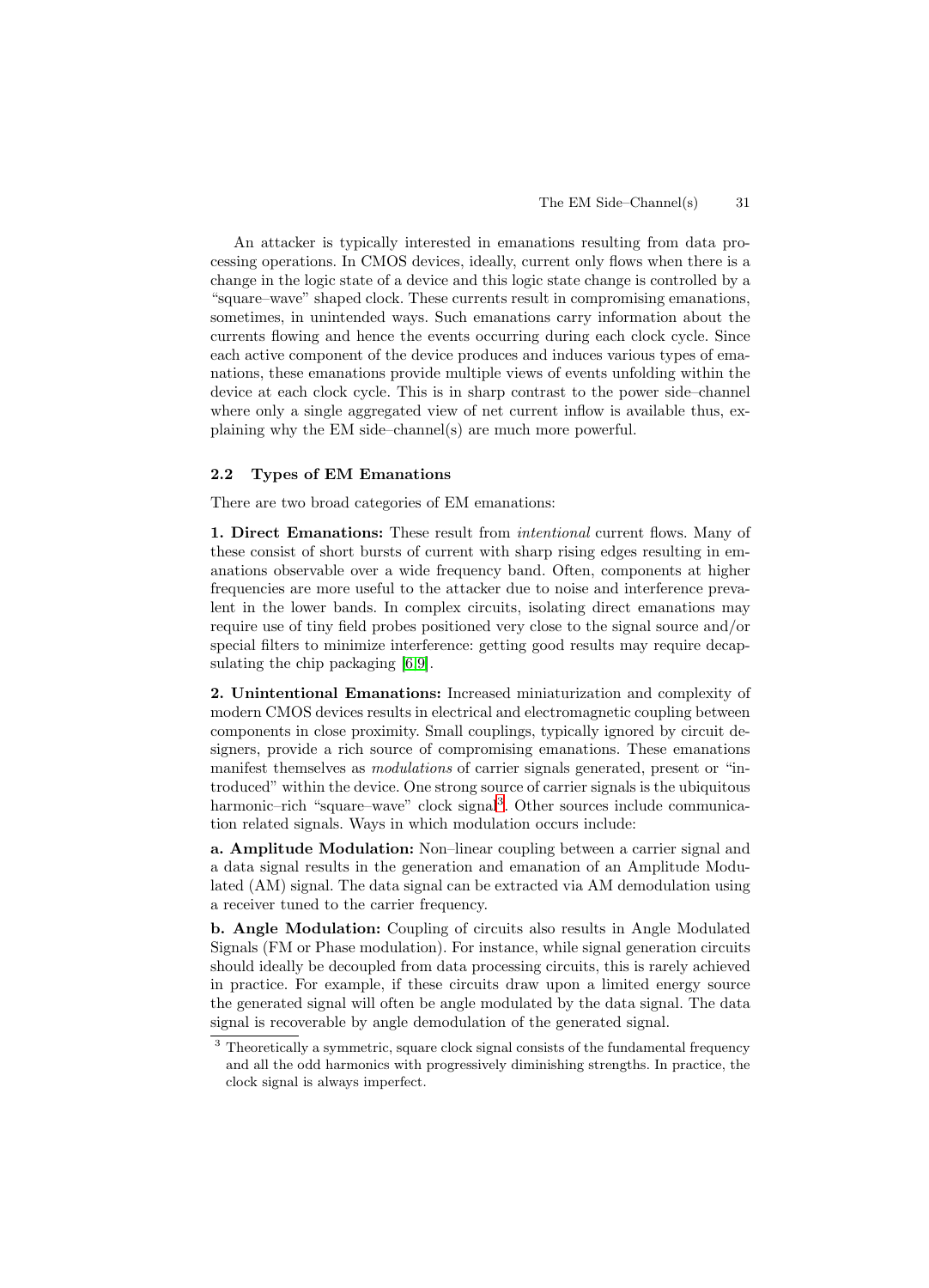An attacker is typically interested in emanations resulting from data processing operations. In CMOS devices, ideally, current only flows when there is a change in the logic state of a device and this logic state change is controlled by a "square–wave" shaped clock. These currents result in compromising emanations, sometimes, in unintended ways. Such emanations carry information about the currents flowing and hence the events occurring during each clock cycle. Since each active component of the device produces and induces various types of emanations, these emanations provide multiple views of events unfolding within the device at each clock cycle. This is in sharp contrast to the power side–channel where only a single aggregated view of net current inflow is available thus, explaining why the EM side–channel(s) are much more powerful.

### 2.2 Types of EM Emanations

There are two broad categories of EM emanations:

**1. Direct Emanations:** These result from *intentional* current flows. Many of these consist of short bursts of current with sharp rising edges resulting in emanations observable over a wide frequency band. Often, components at higher frequencies are more useful to the attacker due to noise and interference prevalent in the lower bands. In complex circuits, isolating direct emanations may require use of tiny field probes positioned very close to the signal source and/or special filters to minimize interference: getting good results may require decapsulating the chip packaging [6,9].

**2. Unintentional Emanations:** Increased miniaturization and complexity of modern CMOS devices results in electrical and electromagnetic coupling between components in close proximity. Small couplings, typically ignored by circuit designers, provide a rich source of compromising emanations. These emanations manifest themselves as *modulations* of carrier signals generated, present or "introduced" within the device. One strong source of carrier signals is the ubiquitous harmonic–rich "square–wave" clock signal[3]. Other sources include communication related signals. Ways in which modulation occurs include:

**a. Amplitude Modulation:** Non–linear coupling between a carrier signal and a data signal results in the generation and emanation of an Amplitude Modulated (AM) signal. The data signal can be extracted via AM demodulation using a receiver tuned to the carrier frequency.

**b. Angle Modulation:** Coupling of circuits also results in Angle Modulated Signals (FM or Phase modulation). For instance, while signal generation circuits should ideally be decoupled from data processing circuits, this is rarely achieved in practice. For example, if these circuits draw upon a limited energy source the generated signal will often be angle modulated by the data signal. The data signal is recoverable by angle demodulation of the generated signal.

[3] Theoretically a symmetric, square clock signal consists of the fundamental frequency and all the odd harmonics with progressively diminishing strengths. In practice, the clock signal is always imperfect.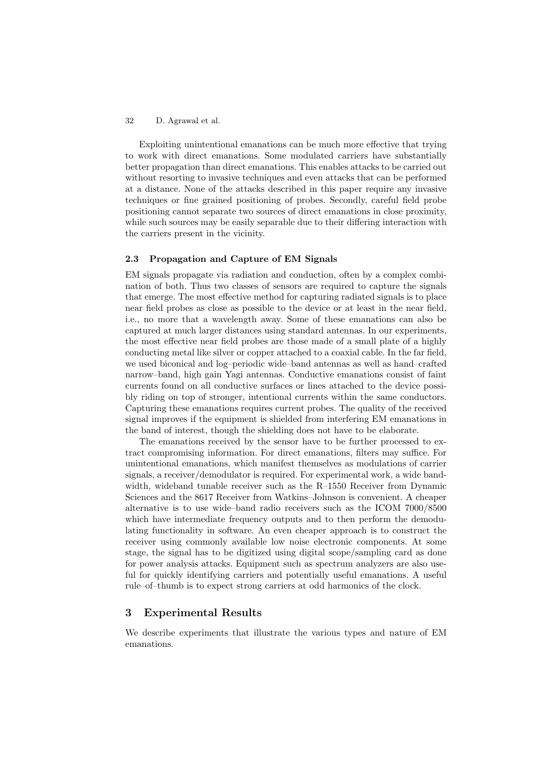Exploiting unintentional emanations can be much more effective that trying to work with direct emanations. Some modulated carriers have substantially better propagation than direct emanations. This enables attacks to be carried out without resorting to invasive techniques and even attacks that can be performed at a distance. None of the attacks described in this paper require any invasive techniques or fine grained positioning of probes. Secondly, careful field probe positioning cannot separate two sources of direct emanations in close proximity, while such sources may be easily separable due to their differing interaction with the carriers present in the vicinity.

### 2.3 Propagation and Capture of EM Signals

EM signals propagate via radiation and conduction, often by a complex combination of both. Thus two classes of sensors are required to capture the signals that emerge. The most effective method for capturing radiated signals is to place near field probes as close as possible to the device or at least in the near field, i.e., no more that a wavelength away. Some of these emanations can also be captured at much larger distances using standard antennas. In our experiments, the most effective near field probes are those made of a small plate of a highly conducting metal like silver or copper attached to a coaxial cable. In the far field, we used biconical and log–periodic wide–band antennas as well as hand–crafted narrow–band, high gain Yagi antennas. Conductive emanations consist of faint currents found on all conductive surfaces or lines attached to the device possibly riding on top of stronger, intentional currents within the same conductors. Capturing these emanations requires current probes. The quality of the received signal improves if the equipment is shielded from interfering EM emanations in the band of interest, though the shielding does not have to be elaborate.

The emanations received by the sensor have to be further processed to extract compromising information. For direct emanations, filters may suffice. For unintentional emanations, which manifest themselves as modulations of carrier signals, a receiver/demodulator is required. For experimental work, a wide bandwidth, wideband tunable receiver such as the R–1550 Receiver from Dynamic Sciences and the 8617 Receiver from Watkins–Johnson is convenient. A cheaper alternative is to use wide–band radio receivers such as the ICOM 7000/8500 which have intermediate frequency outputs and to then perform the demodulating functionality in software. An even cheaper approach is to construct the receiver using commonly available low noise electronic components. At some stage, the signal has to be digitized using digital scope/sampling card as done for power analysis attacks. Equipment such as spectrum analyzers are also useful for quickly identifying carriers and potentially useful emanations. A useful rule–of–thumb is to expect strong carriers at odd harmonics of the clock.

## 3 Experimental Results

We describe experiments that illustrate the various types and nature of EM emanations.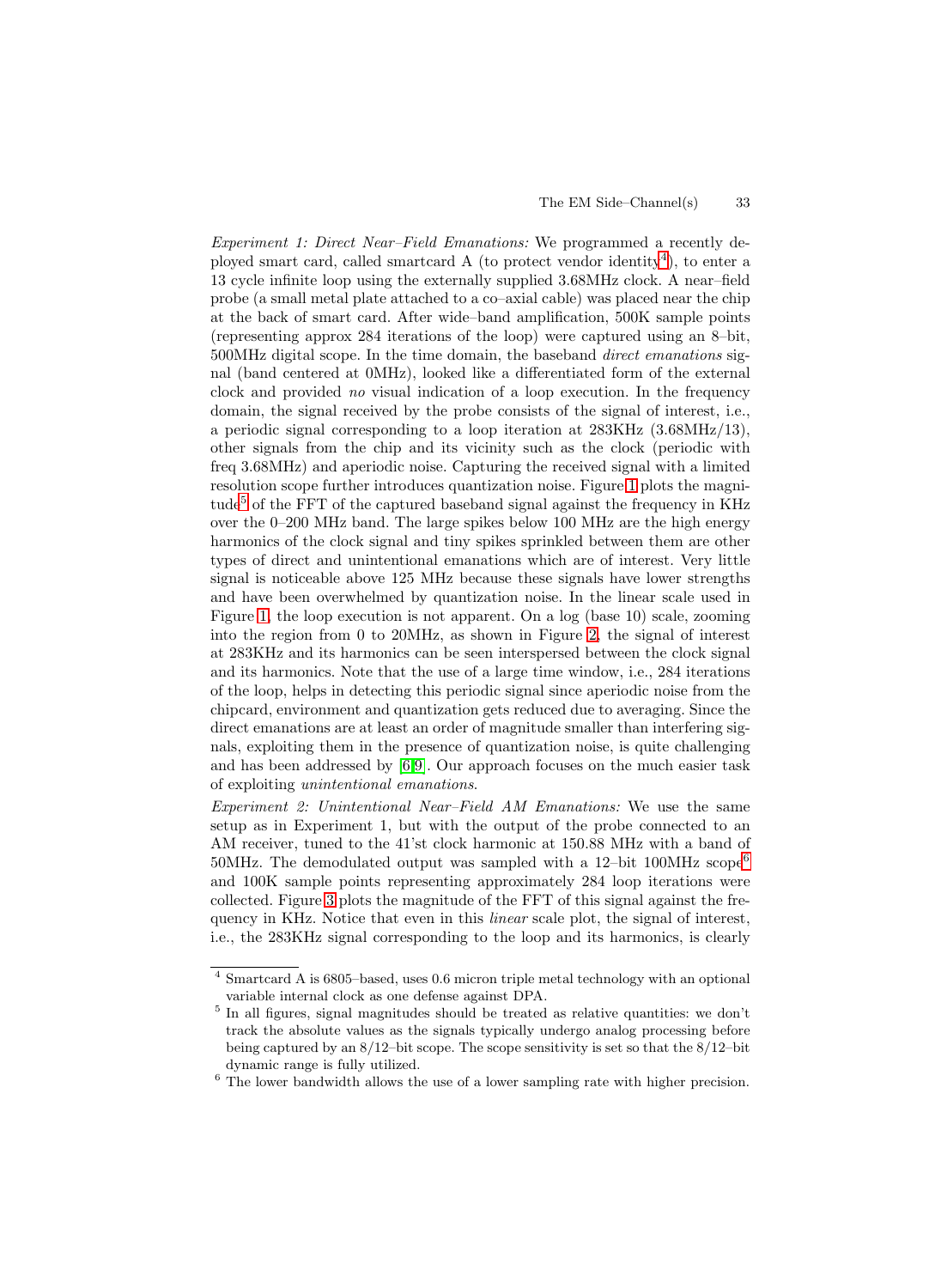*Experiment 1: Direct Near–Field Emanations:* We programmed a recently deployed smart card, called smartcard A (to protect vendor identity[4]), to enter a 13 cycle infinite loop using the externally supplied 3.68MHz clock. A near–field probe (a small metal plate attached to a co–axial cable) was placed near the chip at the back of smart card. After wide–band amplification, 500K sample points (representing approx 284 iterations of the loop) were captured using an 8–bit, 500MHz digital scope. In the time domain, the baseband *direct emanations* signal (band centered at 0MHz), looked like a differentiated form of the external clock and provided *no* visual indication of a loop execution. In the frequency domain, the signal received by the probe consists of the signal of interest, i.e., a periodic signal corresponding to a loop iteration at 283KHz (3.68MHz/13), other signals from the chip and its vicinity such as the clock (periodic with freq 3.68MHz) and aperiodic noise. Capturing the received signal with a limited resolution scope further introduces quantization noise. Figure 1 plots the magnitude[5] of the FFT of the captured baseband signal against the frequency in KHz over the 0–200 MHz band. The large spikes below 100 MHz are the high energy harmonics of the clock signal and tiny spikes sprinkled between them are other types of direct and unintentional emanations which are of interest. Very little signal is noticeable above 125 MHz because these signals have lower strengths and have been overwhelmed by quantization noise. In the linear scale used in Figure 1, the loop execution is not apparent. On a log (base 10) scale, zooming into the region from 0 to 20MHz, as shown in Figure 2, the signal of interest at 283KHz and its harmonics can be seen interspersed between the clock signal and its harmonics. Note that the use of a large time window, i.e., 284 iterations of the loop, helps in detecting this periodic signal since aperiodic noise from the chipcard, environment and quantization gets reduced due to averaging. Since the direct emanations are at least an order of magnitude smaller than interfering signals, exploiting them in the presence of quantization noise, is quite challenging and has been addressed by [6,9]. Our approach focuses on the much easier task of exploiting *unintentional emanations*.

*Experiment 2: Unintentional Near–Field AM Emanations:* We use the same setup as in Experiment 1, but with the output of the probe connected to an AM receiver, tuned to the 41'st clock harmonic at 150.88 MHz with a band of 50MHz. The demodulated output was sampled with a 12–bit 100MHz scope[6] and 100K sample points representing approximately 284 loop iterations were collected. Figure 3 plots the magnitude of the FFT of this signal against the frequency in KHz. Notice that even in this *linear* scale plot, the signal of interest, i.e., the 283KHz signal corresponding to the loop and its harmonics, is clearly

---

[4] Smartcard A is 6805–based, uses 0.6 micron triple metal technology with an optional variable internal clock as one defense against DPA.

[5] In all figures, signal magnitudes should be treated as relative quantities: we don't track the absolute values as the signals typically undergo analog processing before being captured by an 8/12–bit scope. The scope sensitivity is set so that the 8/12–bit dynamic range is fully utilized.

[6] The lower bandwidth allows the use of a lower sampling rate with higher precision.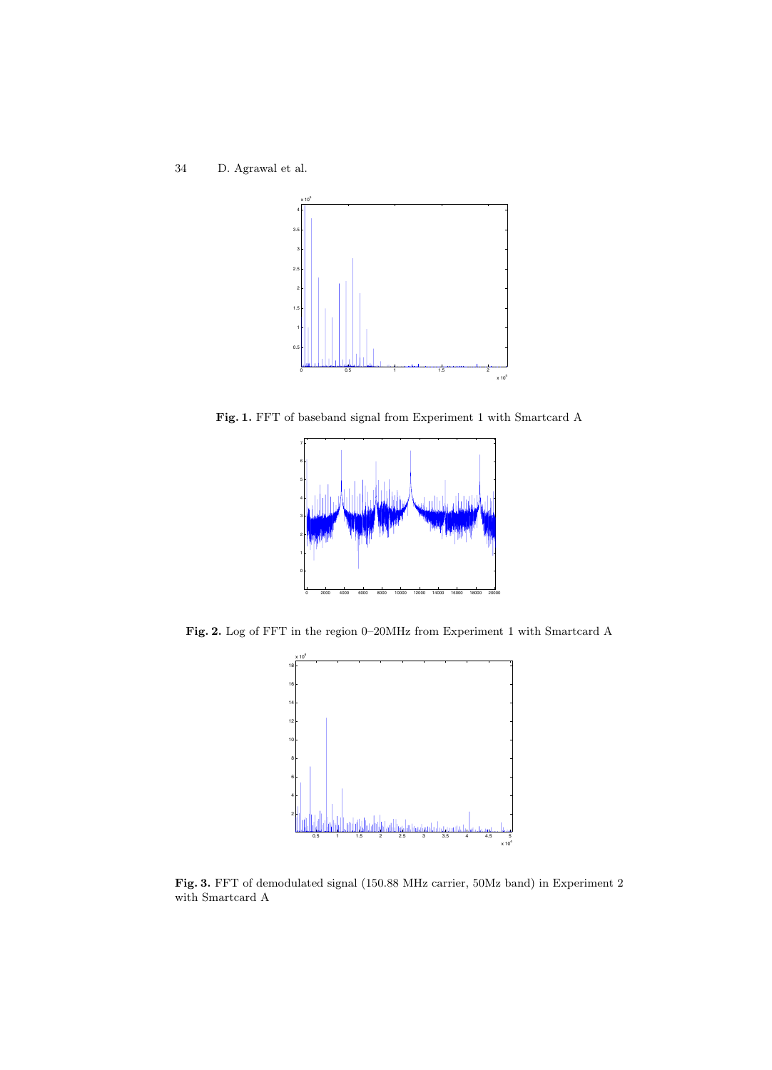**Fig. 1.** FFT of baseband signal from Experiment 1 with Smartcard A

**Fig. 2.** Log of FFT in the region 0–20MHz from Experiment 1 with Smartcard A

**Fig. 3.** FFT of demodulated signal (150.88 MHz carrier, 50Mz band) in Experiment 2 with Smartcard A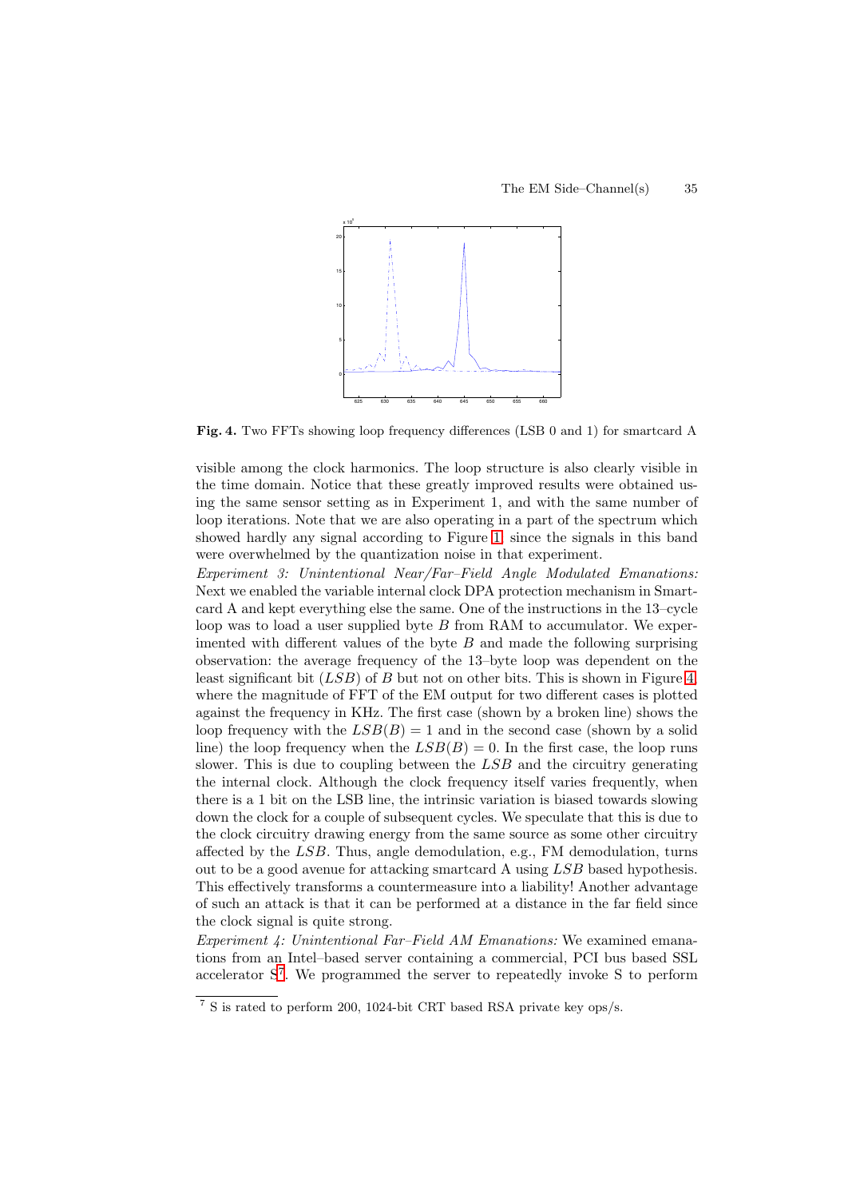**Fig. 4.** Two FFTs showing loop frequency differences (LSB 0 and 1) for smartcard A

visible among the clock harmonics. The loop structure is also clearly visible in the time domain. Notice that these greatly improved results were obtained using the same sensor setting as in Experiment 1, and with the same number of loop iterations. Note that we are also operating in a part of the spectrum which showed hardly any signal according to Figure 1, since the signals in this band were overwhelmed by the quantization noise in that experiment.

*Experiment 3: Unintentional Near/Far–Field Angle Modulated Emanations:* Next we enabled the variable internal clock DPA protection mechanism in Smartcard A and kept everything else the same. One of the instructions in the 13–cycle loop was to load a user supplied byte $B$ from RAM to accumulator. We experimented with different values of the byte $B$ and made the following surprising observation: the average frequency of the 13–byte loop was dependent on the least significant bit ($LSB$) of $B$ but not on other bits. This is shown in Figure 4, where the magnitude of FFT of the EM output for two different cases is plotted against the frequency in KHz. The first case (shown by a broken line) shows the loop frequency with the $LSB(B) = 1$ and in the second case (shown by a solid line) the loop frequency when the $LSB(B) = 0$. In the first case, the loop runs slower. This is due to coupling between the $LSB$ and the circuitry generating the internal clock. Although the clock frequency itself varies frequently, when there is a 1 bit on the LSB line, the intrinsic variation is biased towards slowing down the clock for a couple of subsequent cycles. We speculate that this is due to the clock circuitry drawing energy from the same source as some other circuitry affected by the $LSB$. Thus, angle demodulation, e.g., FM demodulation, turns out to be a good avenue for attacking smartcard A using $LSB$ based hypothesis. This effectively transforms a countermeasure into a liability! Another advantage of such an attack is that it can be performed at a distance in the far field since the clock signal is quite strong.

*Experiment 4: Unintentional Far–Field AM Emanations:* We examined emanations from an Intel–based server containing a commercial, PCI bus based SSL accelerator S[7]. We programmed the server to repeatedly invoke S to perform

[7] S is rated to perform 200, 1024-bit CRT based RSA private key ops/s.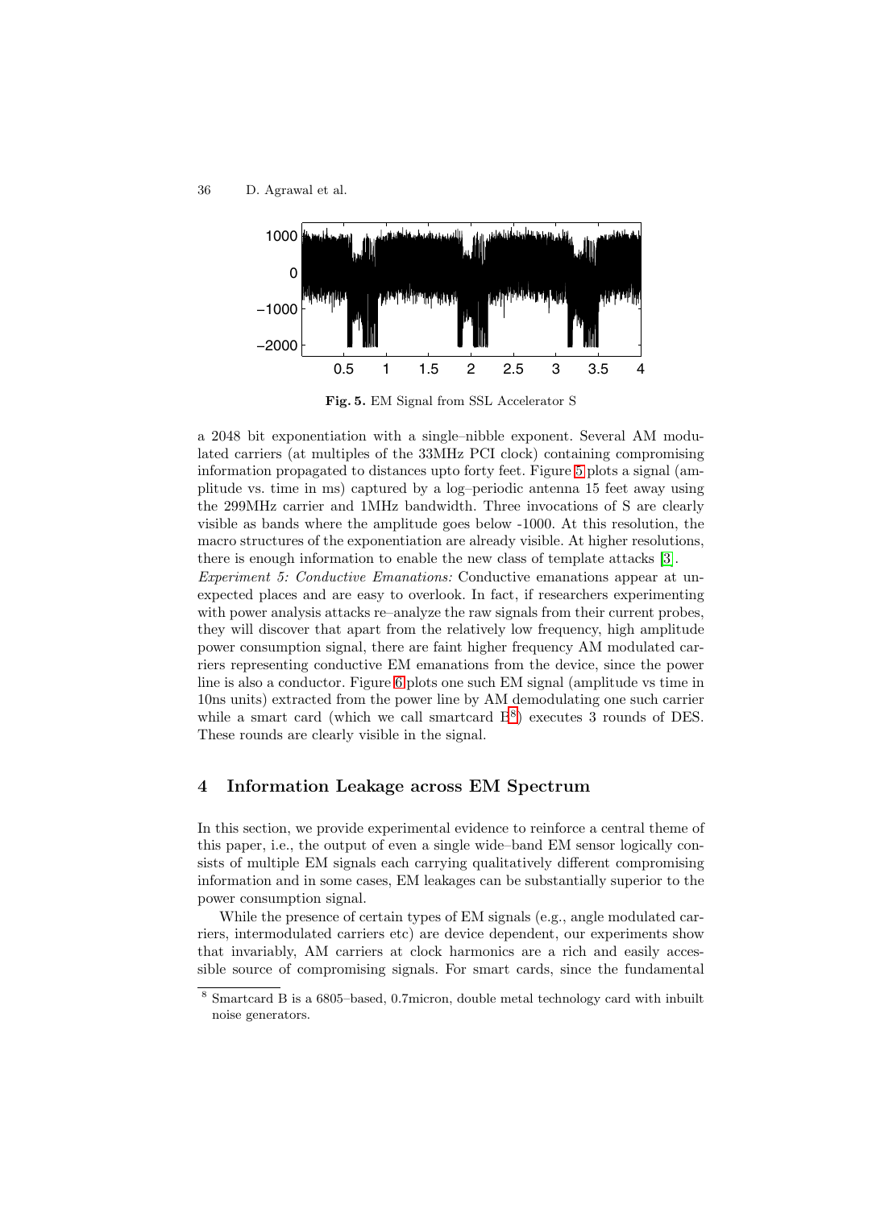**Fig. 5.** EM Signal from SSL Accelerator S

a 2048 bit exponentiation with a single–nibble exponent. Several AM modulated carriers (at multiples of the 33MHz PCI clock) containing compromising information propagated to distances upto forty feet. Figure 5 plots a signal (amplitude vs. time in ms) captured by a log–periodic antenna 15 feet away using the 299MHz carrier and 1MHz bandwidth. Three invocations of S are clearly visible as bands where the amplitude goes below -1000. At this resolution, the macro structures of the exponentiation are already visible. At higher resolutions, there is enough information to enable the new class of template attacks [3].

*Experiment 5: Conductive Emanations:* Conductive emanations appear at unexpected places and are easy to overlook. In fact, if researchers experimenting with power analysis attacks re–analyze the raw signals from their current probes, they will discover that apart from the relatively low frequency, high amplitude power consumption signal, there are faint higher frequency AM modulated carriers representing conductive EM emanations from the device, since the power line is also a conductor. Figure 6 plots one such EM signal (amplitude vs time in 10ns units) extracted from the power line by AM demodulating one such carrier while a smart card (which we call smartcard B[8]) executes 3 rounds of DES. These rounds are clearly visible in the signal.

## 4 Information Leakage across EM Spectrum

In this section, we provide experimental evidence to reinforce a central theme of this paper, i.e., the output of even a single wide–band EM sensor logically consists of multiple EM signals each carrying qualitatively different compromising information and in some cases, EM leakages can be substantially superior to the power consumption signal.

While the presence of certain types of EM signals (e.g., angle modulated carriers, intermodulated carriers etc) are device dependent, our experiments show that invariably, AM carriers at clock harmonics are a rich and easily accessible source of compromising signals. For smart cards, since the fundamental

[8] Smartcard B is a 6805–based, 0.7micron, double metal technology card with inbuilt noise generators.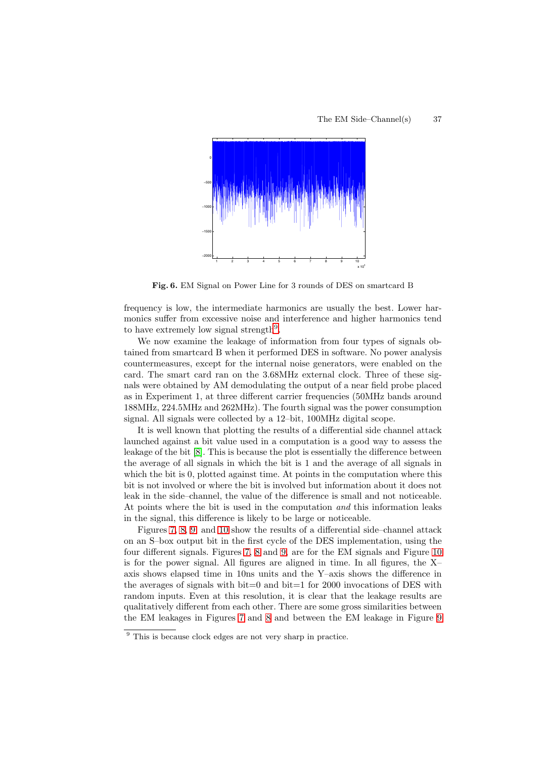Fig. 6. EM Signal on Power Line for 3 rounds of DES on smartcard B

frequency is low, the intermediate harmonics are usually the best. Lower harmonics suffer from excessive noise and interference and higher harmonics tend to have extremely low signal strength[9].

We now examine the leakage of information from four types of signals obtained from smartcard B when it performed DES in software. No power analysis countermeasures, except for the internal noise generators, were enabled on the card. The smart card ran on the 3.68MHz external clock. Three of these signals were obtained by AM demodulating the output of a near field probe placed as in Experiment 1, at three different carrier frequencies (50MHz bands around 188MHz, 224.5MHz and 262MHz). The fourth signal was the power consumption signal. All signals were collected by a 12–bit, 100MHz digital scope.

It is well known that plotting the results of a differential side channel attack launched against a bit value used in a computation is a good way to assess the leakage of the bit [8]. This is because the plot is essentially the difference between the average of all signals in which the bit is 1 and the average of all signals in which the bit is 0, plotted against time. At points in the computation where this bit is not involved or where the bit is involved but information about it does not leak in the side–channel, the value of the difference is small and not noticeable. At points where the bit is used in the computation *and* this information leaks in the signal, this difference is likely to be large or noticeable.

Figures 7, 8, 9, and 10 show the results of a differential side–channel attack on an S–box output bit in the first cycle of the DES implementation, using the four different signals. Figures 7, 8 and 9, are for the EM signals and Figure 10 is for the power signal. All figures are aligned in time. In all figures, the X–axis shows elapsed time in 10ns units and the Y–axis shows the difference in the averages of signals with bit=0 and bit=1 for 2000 invocations of DES with random inputs. Even at this resolution, it is clear that the leakage results are qualitatively different from each other. There are some gross similarities between the EM leakages in Figures 7 and 8 and between the EM leakage in Figure 9

[9] This is because clock edges are not very sharp in practice.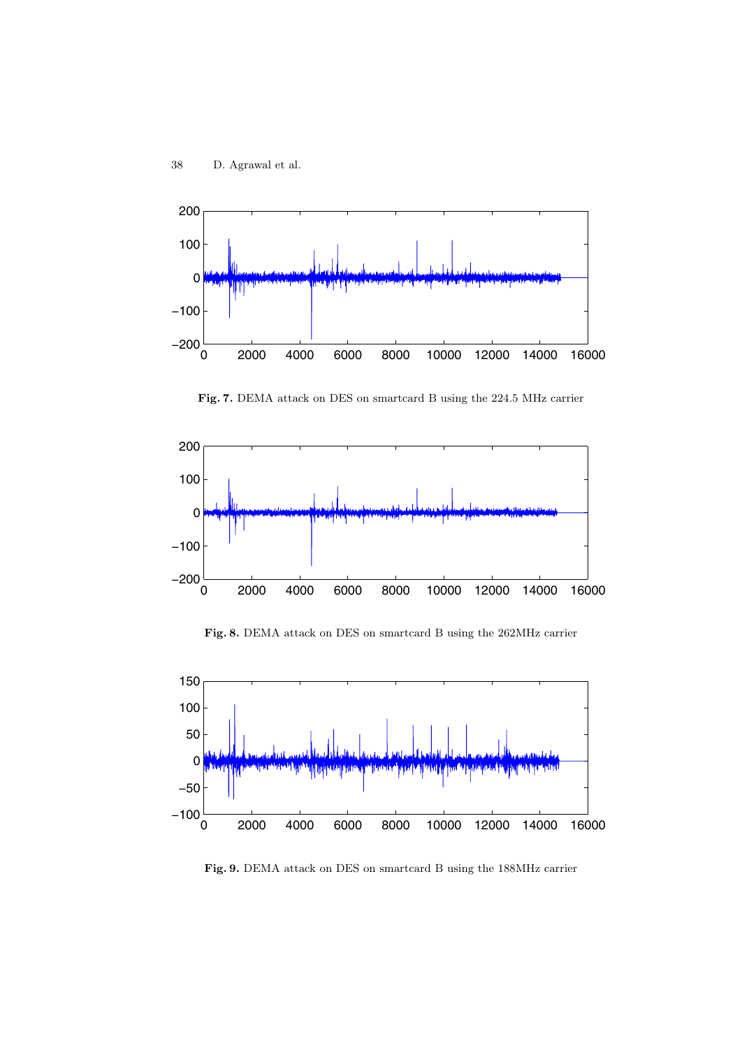**Fig. 7.** DEMA attack on DES on smartcard B using the 224.5 MHz carrier

**Fig. 8.** DEMA attack on DES on smartcard B using the 262MHz carrier

**Fig. 9.** DEMA attack on DES on smartcard B using the 188MHz carrier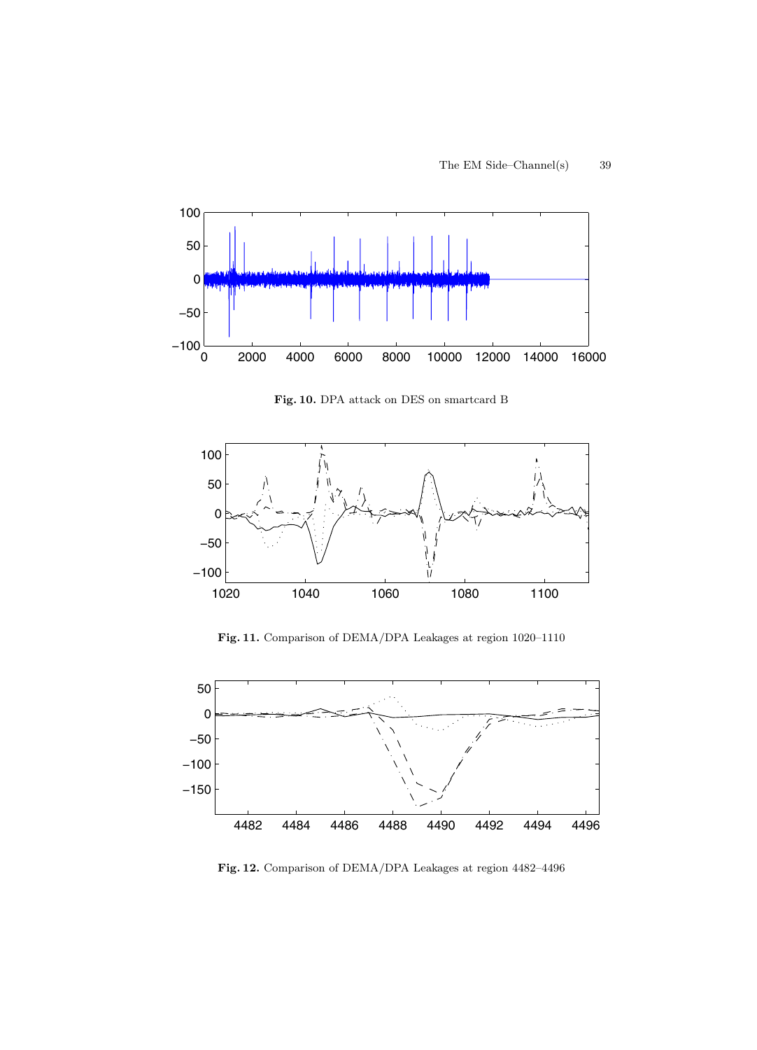**Fig. 10.** DPA attack on DES on smartcard B

**Fig. 11.** Comparison of DEMA/DPA Leakages at region 1020–1110

**Fig. 12.** Comparison of DEMA/DPA Leakages at region 4482–4496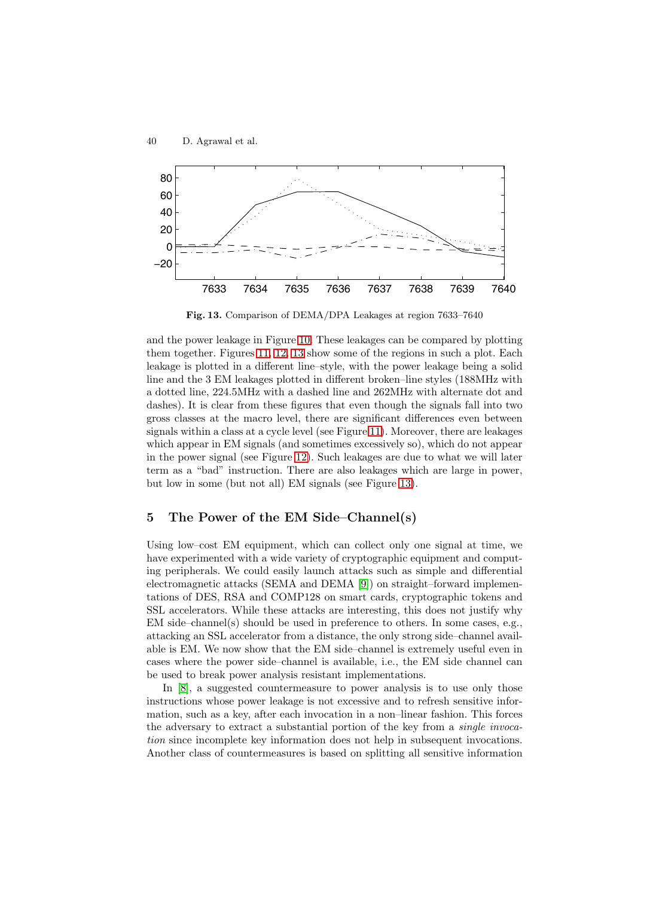Fig. 13. Comparison of DEMA/DPA Leakages at region 7633–7640

and the power leakage in Figure 10. These leakages can be compared by plotting them together. Figures 11, 12, 13 show some of the regions in such a plot. Each leakage is plotted in a different line–style, with the power leakage being a solid line and the 3 EM leakages plotted in different broken–line styles (188MHz with a dotted line, 224.5MHz with a dashed line and 262MHz with alternate dot and dashes). It is clear from these figures that even though the signals fall into two gross classes at the macro level, there are significant differences even between signals within a class at a cycle level (see Figure 11). Moreover, there are leakages which appear in EM signals (and sometimes excessively so), which do not appear in the power signal (see Figure 12). Such leakages are due to what we will later term as a "bad" instruction. There are also leakages which are large in power, but low in some (but not all) EM signals (see Figure 13).

## 5 The Power of the EM Side–Channel(s)

Using low–cost EM equipment, which can collect only one signal at time, we have experimented with a wide variety of cryptographic equipment and computing peripherals. We could easily launch attacks such as simple and differential electromagnetic attacks (SEMA and DEMA [9]) on straight–forward implementations of DES, RSA and COMP128 on smart cards, cryptographic tokens and SSL accelerators. While these attacks are interesting, this does not justify why EM side–channel(s) should be used in preference to others. In some cases, e.g., attacking an SSL accelerator from a distance, the only strong side–channel available is EM. We now show that the EM side–channel is extremely useful even in cases where the power side–channel is available, i.e., the EM side channel can be used to break power analysis resistant implementations.

In [8], a suggested countermeasure to power analysis is to use only those instructions whose power leakage is not excessive and to refresh sensitive information, such as a key, after each invocation in a non–linear fashion. This forces the adversary to extract a substantial portion of the key from a *single invocation* since incomplete key information does not help in subsequent invocations. Another class of countermeasures is based on splitting all sensitive information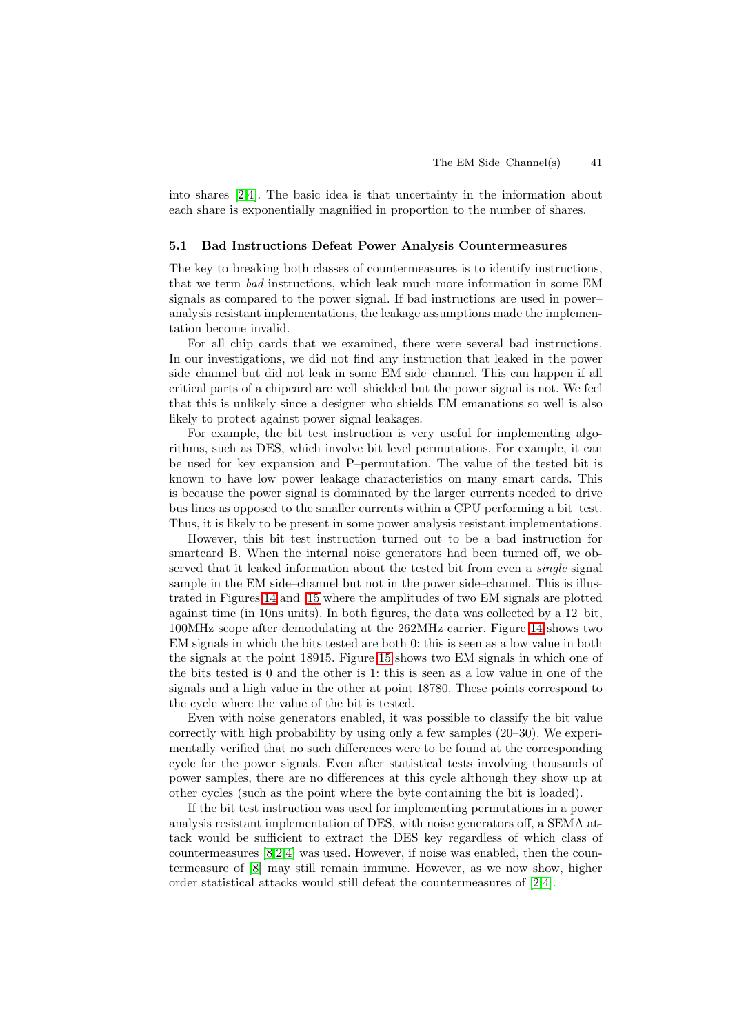into shares [2,4]. The basic idea is that uncertainty in the information about each share is exponentially magnified in proportion to the number of shares.

### 5.1 Bad Instructions Defeat Power Analysis Countermeasures

The key to breaking both classes of countermeasures is to identify instructions, that we term *bad* instructions, which leak much more information in some EM signals as compared to the power signal. If bad instructions are used in power–analysis resistant implementations, the leakage assumptions made the implementation become invalid.

For all chip cards that we examined, there were several bad instructions. In our investigations, we did not find any instruction that leaked in the power side–channel but did not leak in some EM side–channel. This can happen if all critical parts of a chipcard are well–shielded but the power signal is not. We feel that this is unlikely since a designer who shields EM emanations so well is also likely to protect against power signal leakages.

For example, the bit test instruction is very useful for implementing algorithms, such as DES, which involve bit level permutations. For example, it can be used for key expansion and P–permutation. The value of the tested bit is known to have low power leakage characteristics on many smart cards. This is because the power signal is dominated by the larger currents needed to drive bus lines as opposed to the smaller currents within a CPU performing a bit–test. Thus, it is likely to be present in some power analysis resistant implementations.

However, this bit test instruction turned out to be a bad instruction for smartcard B. When the internal noise generators had been turned off, we observed that it leaked information about the tested bit from even a *single* signal sample in the EM side–channel but not in the power side–channel. This is illustrated in Figures 14 and 15 where the amplitudes of two EM signals are plotted against time (in 10ns units). In both figures, the data was collected by a 12–bit, 100MHz scope after demodulating at the 262MHz carrier. Figure 14 shows two EM signals in which the bits tested are both 0: this is seen as a low value in both the signals at the point 18915. Figure 15 shows two EM signals in which one of the bits tested is 0 and the other is 1: this is seen as a low value in one of the signals and a high value in the other at point 18780. These points correspond to the cycle where the value of the bit is tested.

Even with noise generators enabled, it was possible to classify the bit value correctly with high probability by using only a few samples (20–30). We experimentally verified that no such differences were to be found at the corresponding cycle for the power signals. Even after statistical tests involving thousands of power samples, there are no differences at this cycle although they show up at other cycles (such as the point where the byte containing the bit is loaded).

If the bit test instruction was used for implementing permutations in a power analysis resistant implementation of DES, with noise generators off, a SEMA attack would be sufficient to extract the DES key regardless of which class of countermeasures [8,2,4] was used. However, if noise was enabled, then the countermeasure of [8] may still remain immune. However, as we now show, higher order statistical attacks would still defeat the countermeasures of [2,4].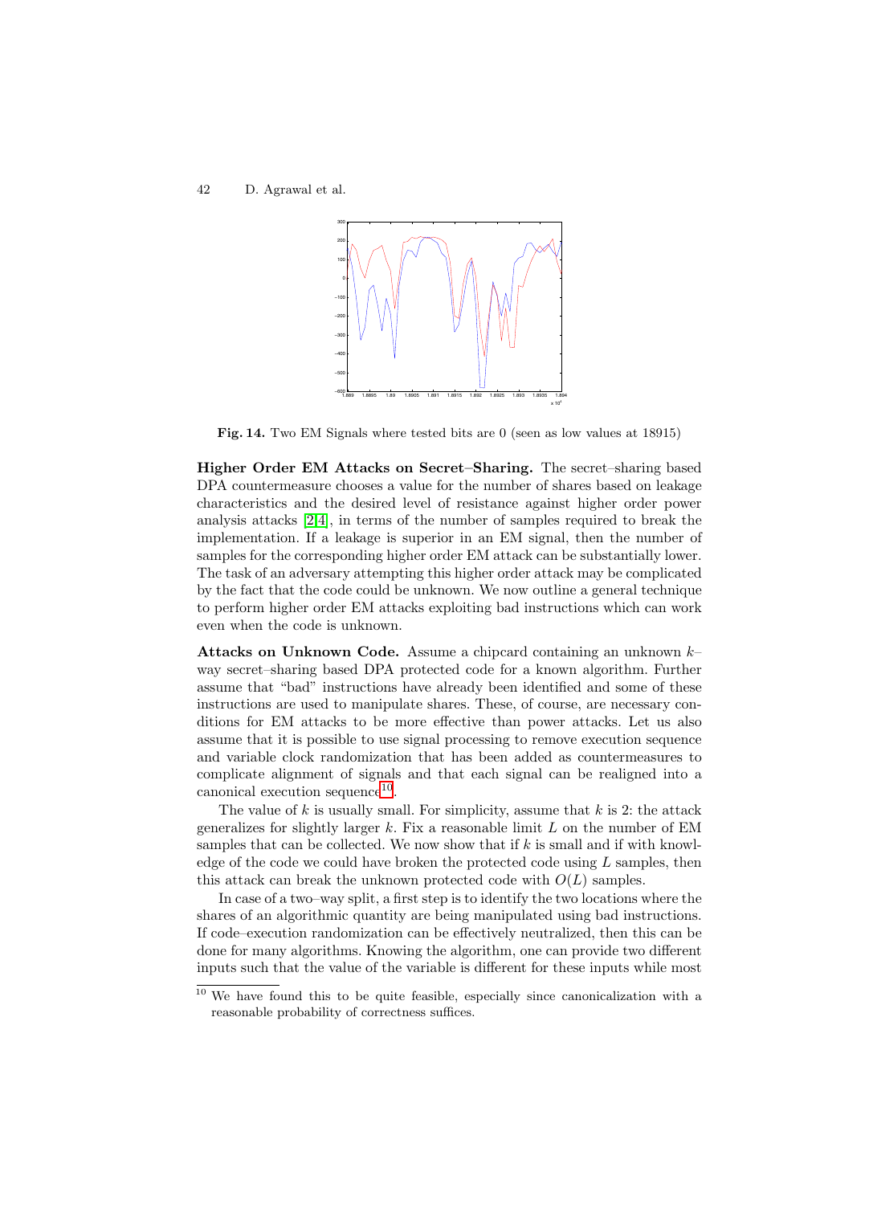**Fig. 14.** Two EM Signals where tested bits are 0 (seen as low values at 18915)

**Higher Order EM Attacks on Secret–Sharing.** The secret–sharing based DPA countermeasure chooses a value for the number of shares based on leakage characteristics and the desired level of resistance against higher order power analysis attacks [2,4], in terms of the number of samples required to break the implementation. If a leakage is superior in an EM signal, then the number of samples for the corresponding higher order EM attack can be substantially lower. The task of an adversary attempting this higher order attack may be complicated by the fact that the code could be unknown. We now outline a general technique to perform higher order EM attacks exploiting bad instructions which can work even when the code is unknown.

**Attacks on Unknown Code.** Assume a chipcard containing an unknown $k$–way secret–sharing based DPA protected code for a known algorithm. Further assume that "bad" instructions have already been identified and some of these instructions are used to manipulate shares. These, of course, are necessary conditions for EM attacks to be more effective than power attacks. Let us also assume that it is possible to use signal processing to remove execution sequence and variable clock randomization that has been added as countermeasures to complicate alignment of signals and that each signal can be realigned into a canonical execution sequence[10].

The value of $k$ is usually small. For simplicity, assume that $k$ is 2: the attack generalizes for slightly larger $k$. Fix a reasonable limit $L$ on the number of EM samples that can be collected. We now show that if $k$ is small and if with knowledge of the code we could have broken the protected code using $L$ samples, then this attack can break the unknown protected code with $O(L)$ samples.

In case of a two–way split, a first step is to identify the two locations where the shares of an algorithmic quantity are being manipulated using bad instructions. If code–execution randomization can be effectively neutralized, then this can be done for many algorithms. Knowing the algorithm, one can provide two different inputs such that the value of the variable is different for these inputs while most

[10] We have found this to be quite feasible, especially since canonicalization with a reasonable probability of correctness suffices.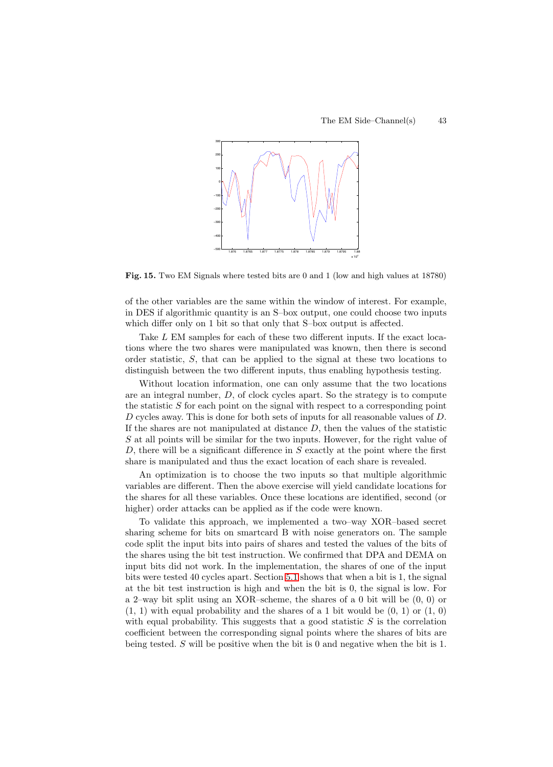**Fig. 15.** Two EM Signals where tested bits are 0 and 1 (low and high values at 18780)

of the other variables are the same within the window of interest. For example, in DES if algorithmic quantity is an S–box output, one could choose two inputs which differ only on 1 bit so that only that S–box output is affected.

Take $L$ EM samples for each of these two different inputs. If the exact locations where the two shares were manipulated was known, then there is second order statistic, $S$, that can be applied to the signal at these two locations to distinguish between the two different inputs, thus enabling hypothesis testing.

Without location information, one can only assume that the two locations are an integral number, $D$, of clock cycles apart. So the strategy is to compute the statistic $S$ for each point on the signal with respect to a corresponding point $D$ cycles away. This is done for both sets of inputs for all reasonable values of $D$. If the shares are not manipulated at distance $D$, then the values of the statistic $S$ at all points will be similar for the two inputs. However, for the right value of $D$, there will be a significant difference in $S$ exactly at the point where the first share is manipulated and thus the exact location of each share is revealed.

An optimization is to choose the two inputs so that multiple algorithmic variables are different. Then the above exercise will yield candidate locations for the shares for all these variables. Once these locations are identified, second (or higher) order attacks can be applied as if the code were known.

To validate this approach, we implemented a two–way XOR–based secret sharing scheme for bits on smartcard B with noise generators on. The sample code split the input bits into pairs of shares and tested the values of the bits of the shares using the bit test instruction. We confirmed that DPA and DEMA on input bits did not work. In the implementation, the shares of one of the input bits were tested 40 cycles apart. Section 5.1 shows that when a bit is 1, the signal at the bit test instruction is high and when the bit is 0, the signal is low. For a 2–way bit split using an XOR–scheme, the shares of a 0 bit will be (0, 0) or (1, 1) with equal probability and the shares of a 1 bit would be (0, 1) or (1, 0) with equal probability. This suggests that a good statistic $S$ is the correlation coefficient between the corresponding signal points where the shares of bits are being tested. $S$ will be positive when the bit is 0 and negative when the bit is 1.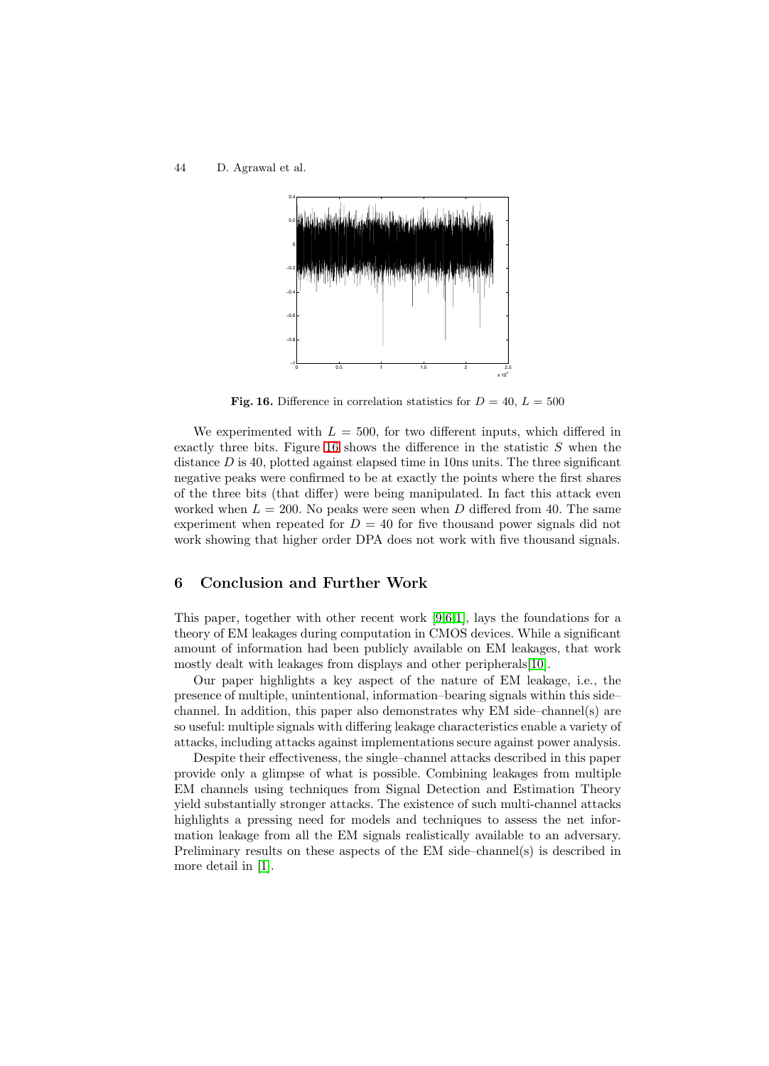**Fig. 16.** Difference in correlation statistics for $D = 40$, $L = 500$

We experimented with $L = 500$, for two different inputs, which differed in exactly three bits. Figure 16 shows the difference in the statistic $S$ when the distance $D$ is 40, plotted against elapsed time in 10ns units. The three significant negative peaks were confirmed to be at exactly the points where the first shares of the three bits (that differ) were being manipulated. In fact this attack even worked when $L = 200$. No peaks were seen when $D$ differed from 40. The same experiment when repeated for $D = 40$ for five thousand power signals did not work showing that higher order DPA does not work with five thousand signals.

## 6 Conclusion and Further Work

This paper, together with other recent work [9,6,1], lays the foundations for a theory of EM leakages during computation in CMOS devices. While a significant amount of information had been publicly available on EM leakages, that work mostly dealt with leakages from displays and other peripherals[10].

Our paper highlights a key aspect of the nature of EM leakage, i.e., the presence of multiple, unintentional, information–bearing signals within this side–channel. In addition, this paper also demonstrates why EM side–channel(s) are so useful: multiple signals with differing leakage characteristics enable a variety of attacks, including attacks against implementations secure against power analysis.

Despite their effectiveness, the single–channel attacks described in this paper provide only a glimpse of what is possible. Combining leakages from multiple EM channels using techniques from Signal Detection and Estimation Theory yield substantially stronger attacks. The existence of such multi-channel attacks highlights a pressing need for models and techniques to assess the net information leakage from all the EM signals realistically available to an adversary. Preliminary results on these aspects of the EM side–channel(s) is described in more detail in [1].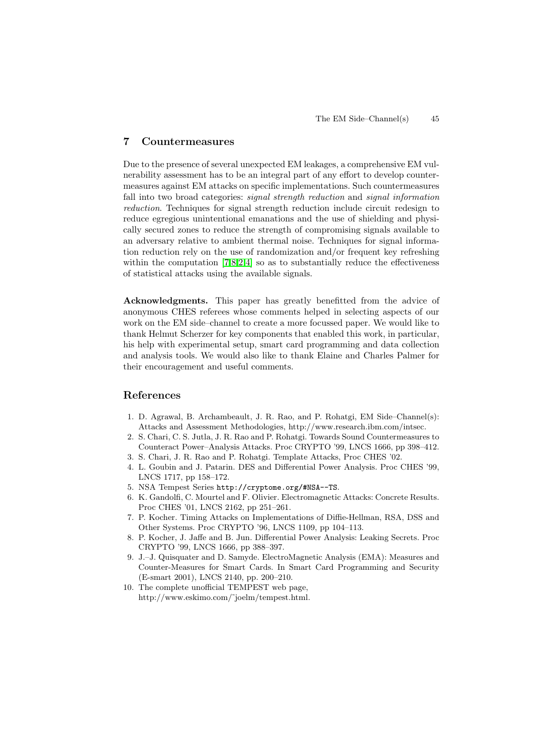## 7 Countermeasures

Due to the presence of several unexpected EM leakages, a comprehensive EM vulnerability assessment has to be an integral part of any effort to develop countermeasures against EM attacks on specific implementations. Such countermeasures fall into two broad categories: *signal strength reduction* and *signal information reduction*. Techniques for signal strength reduction include circuit redesign to reduce egregious unintentional emanations and the use of shielding and physically secured zones to reduce the strength of compromising signals available to an adversary relative to ambient thermal noise. Techniques for signal information reduction rely on the use of randomization and/or frequent key refreshing within the computation [7,8,2,4] so as to substantially reduce the effectiveness of statistical attacks using the available signals.

**Acknowledgments.** This paper has greatly benefitted from the advice of anonymous CHES referees whose comments helped in selecting aspects of our work on the EM side–channel to create a more focussed paper. We would like to thank Helmut Scherzer for key components that enabled this work, in particular, his help with experimental setup, smart card programming and data collection and analysis tools. We would also like to thank Elaine and Charles Palmer for their encouragement and useful comments.

## References

1. D. Agrawal, B. Archambeault, J. R. Rao, and P. Rohatgi, EM Side–Channel(s): Attacks and Assessment Methodologies, http://www.research.ibm.com/intsec.
2. S. Chari, C. S. Jutla, J. R. Rao and P. Rohatgi. Towards Sound Countermeasures to Counteract Power–Analysis Attacks. Proc CRYPTO '99, LNCS 1666, pp 398–412.
3. S. Chari, J. R. Rao and P. Rohatgi. Template Attacks, Proc CHES '02.
4. L. Goubin and J. Patarin. DES and Differential Power Analysis. Proc CHES '99, LNCS 1717, pp 158–172.
5. NSA Tempest Series `http://cryptome.org/#NSA--TS`.
6. K. Gandolfi, C. Mourtel and F. Olivier. Electromagnetic Attacks: Concrete Results. Proc CHES '01, LNCS 2162, pp 251–261.
7. P. Kocher. Timing Attacks on Implementations of Diffie-Hellman, RSA, DSS and Other Systems. Proc CRYPTO '96, LNCS 1109, pp 104–113.
8. P. Kocher, J. Jaffe and B. Jun. Differential Power Analysis: Leaking Secrets. Proc CRYPTO '99, LNCS 1666, pp 388–397.
9. J.–J. Quisquater and D. Samyde. ElectroMagnetic Analysis (EMA): Measures and Counter-Measures for Smart Cards. In Smart Card Programming and Security (E-smart 2001), LNCS 2140, pp. 200–210.
10. The complete unofficial TEMPEST web page, http://www.eskimo.com/~joelm/tempest.html.